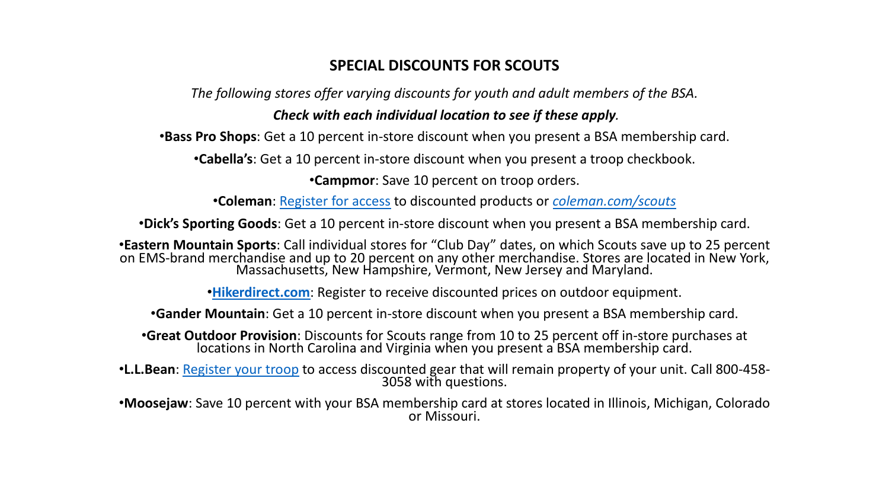# SPECIAL DISCOUNTS FOR SCOUTS

*The following stores offer varying discounts for youth and adult members of the BSA.*

***Check with each individual location to see if these apply.***

- **Bass Pro Shops**: Get a 10 percent in-store discount when you present a BSA membership card.
- **Cabella's**: Get a 10 percent in-store discount when you present a troop checkbook.
- **Campmor**: Save 10 percent on troop orders.
- **Coleman**: Register for access to discounted products or *coleman.com/scouts*
- **Dick's Sporting Goods**: Get a 10 percent in-store discount when you present a BSA membership card.
- **Eastern Mountain Sports**: Call individual stores for "Club Day" dates, on which Scouts save up to 25 percent on EMS-brand merchandise and up to 20 percent on any other merchandise. Stores are located in New York, Massachusetts, New Hampshire, Vermont, New Jersey and Maryland.
- **Hikerdirect.com**: Register to receive discounted prices on outdoor equipment.
- **Gander Mountain**: Get a 10 percent in-store discount when you present a BSA membership card.
- **Great Outdoor Provision**: Discounts for Scouts range from 10 to 25 percent off in-store purchases at locations in North Carolina and Virginia when you present a BSA membership card.
- **L.L.Bean**: Register your troop to access discounted gear that will remain property of your unit. Call 800-458-3058 with questions.
- **Moosejaw**: Save 10 percent with your BSA membership card at stores located in Illinois, Michigan, Colorado or Missouri.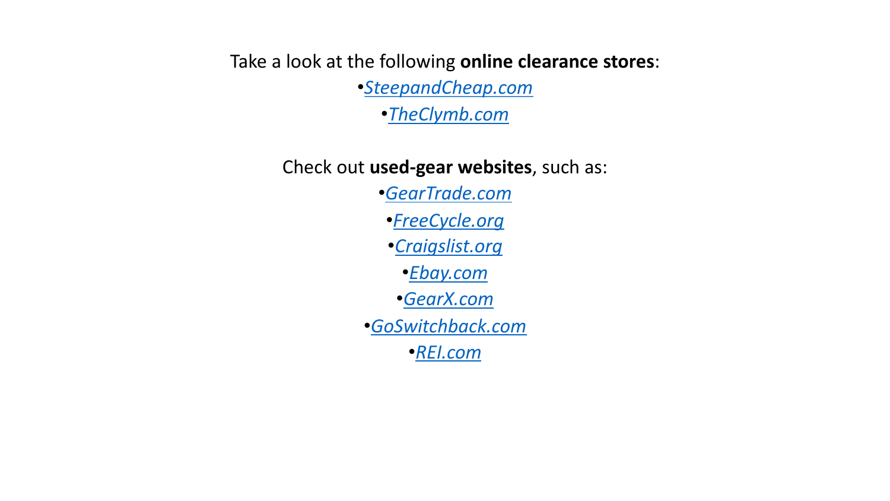Take a look at the following **online clearance stores**:

- *SteepandCheap.com*
- *TheClymb.com*

Check out **used-gear websites**, such as:

- *GearTrade.com*
- *FreeCycle.org*
- *Craigslist.org*
- *Ebay.com*
- *GearX.com*
- *GoSwitchback.com*
- *REI.com*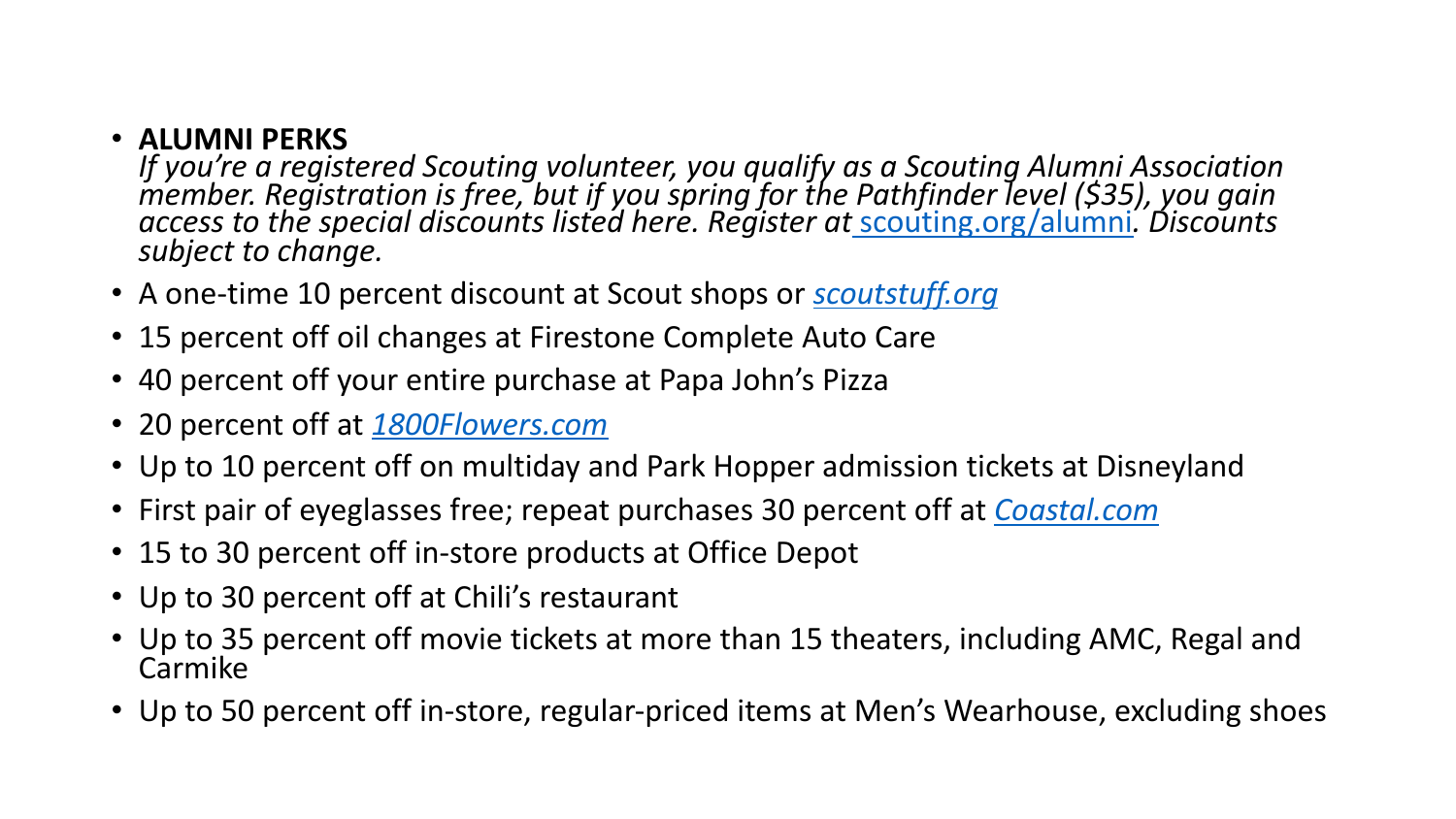- **ALUMNI PERKS**
  *If you're a registered Scouting volunteer, you qualify as a Scouting Alumni Association member. Registration is free, but if you spring for the Pathfinder level ($35), you gain access to the special discounts listed here. Register at* scouting.org/alumni*. Discounts subject to change.*
- A one-time 10 percent discount at Scout shops or *scoutstuff.org*
- 15 percent off oil changes at Firestone Complete Auto Care
- 40 percent off your entire purchase at Papa John's Pizza
- 20 percent off at *1800Flowers.com*
- Up to 10 percent off on multiday and Park Hopper admission tickets at Disneyland
- First pair of eyeglasses free; repeat purchases 30 percent off at *Coastal.com*
- 15 to 30 percent off in-store products at Office Depot
- Up to 30 percent off at Chili's restaurant
- Up to 35 percent off movie tickets at more than 15 theaters, including AMC, Regal and Carmike
- Up to 50 percent off in-store, regular-priced items at Men's Wearhouse, excluding shoes